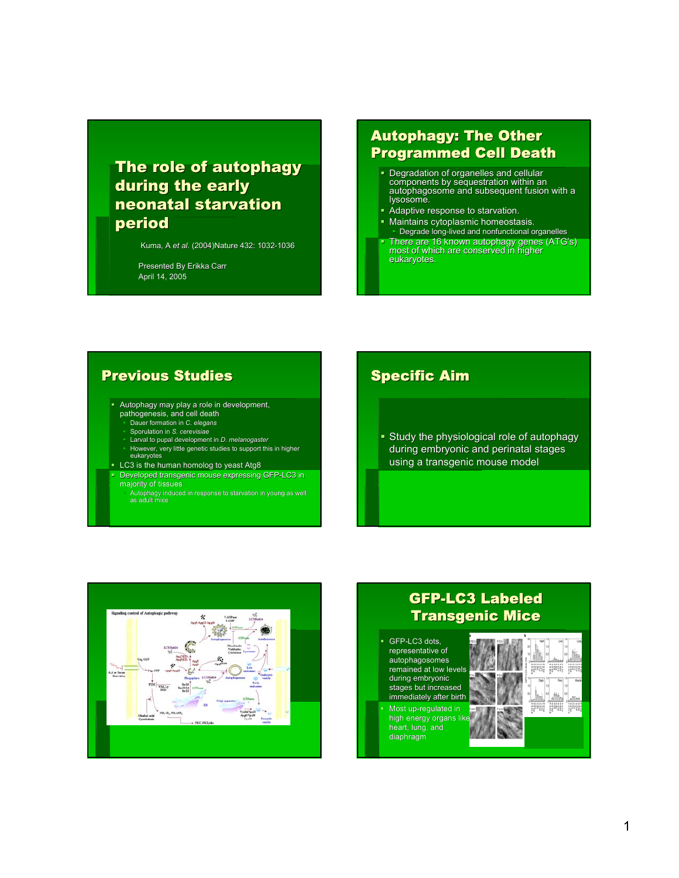# The role of autophagy during the early neonatal starvation period

Kuma, A *et al.* (2004)Nature 432: 1032-1036

Presented By Erikka Carr
April 14, 2005

## Autophagy: The Other Programmed Cell Death

- Degradation of organelles and cellular components by sequestration within an autophagosome and subsequent fusion with a lysosome.
- Adaptive response to starvation.
- Maintains cytoplasmic homeostasis.
  - Degrade long-lived and nonfunctional organelles
- There are 16 known autophagy genes (ATG's) most of which are conserved in higher eukaryotes.

## Previous Studies

- Autophagy may play a role in development, pathogenesis, and cell death
  - Dauer formation in *C. elegans*
  - Sporulation in *S. cerevisiae*
  - Larval to pupal development in *D. melanogaster*
  - However, very little genetic studies to support this in higher eukaryotes
- LC3 is the human homolog to yeast Atg8
- Developed transgenic mouse expressing GFP-LC3 in majority of tissues
  - Autophagy induced in response to starvation in young as well as adult mice

## Specific Aim

- Study the physiological role of autophagy during embryonic and perinatal stages using a transgenic mouse model

## GFP-LC3 Labeled Transgenic Mice

- GFP-LC3 dots, representative of autophagosomes remained at low levels during embryonic stages but increased immediately after birth
- Most up-regulated in high energy organs like heart, lung, and diaphragm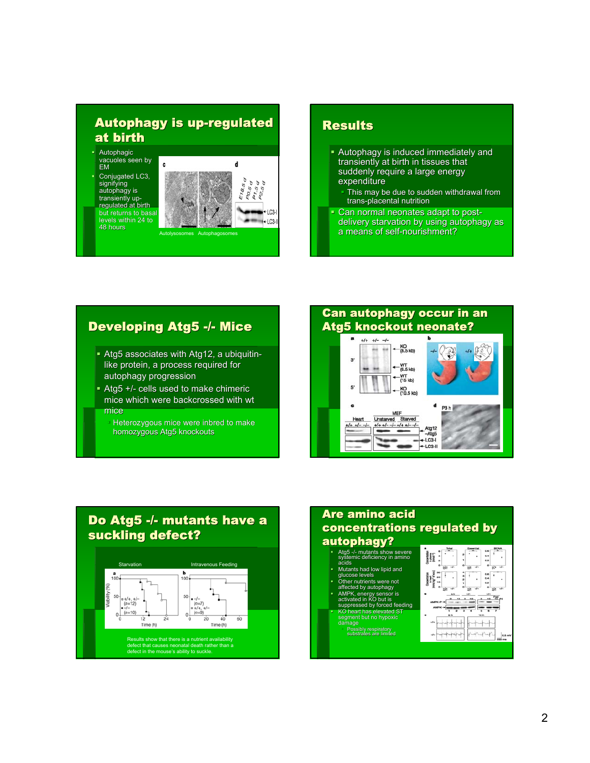## Autophagy is up-regulated at birth

- Autophagic vacuoles seen by EM
- Conjugated LC3, signifying autophagy is transiently up-regulated at birth but returns to basal levels within 24 to 48 hours

Autolysosomes Autophagosomes

## Results

- Autophagy is induced immediately and transiently at birth in tissues that suddenly require a large energy expenditure
  - This may be due to sudden withdrawal from trans-placental nutrition
- Can normal neonates adapt to post-delivery starvation by using autophagy as a means of self-nourishment?

## Developing Atg5 -/- Mice

- Atg5 associates with Atg12, a ubiquitin-like protein, a process required for autophagy progression
- Atg5 +/- cells used to make chimeric mice which were backcrossed with wt mice
  - Heterozygous mice were inbred to make homozygous Atg5 knockouts

## Can autophagy occur in an Atg5 knockout neonate?

## Do Atg5 -/- mutants have a suckling defect?

Starvation | Intravenous Feeding

Results show that there is a nutrient availability defect that causes neonatal death rather than a defect in the mouse's ability to suckle.

## Are amino acid concentrations regulated by autophagy?

- Atg5 -/- mutants show severe systemic deficiency in amino acids
- Mutants had low lipid and glucose levels
- Other nutrients were not affected by autophagy
- AMPK, energy sensor is activated in KO but is suppressed by forced feeding
- KO heart has elevated ST segment but no hypoxic damage
  - Possibly respiratory substrates are limited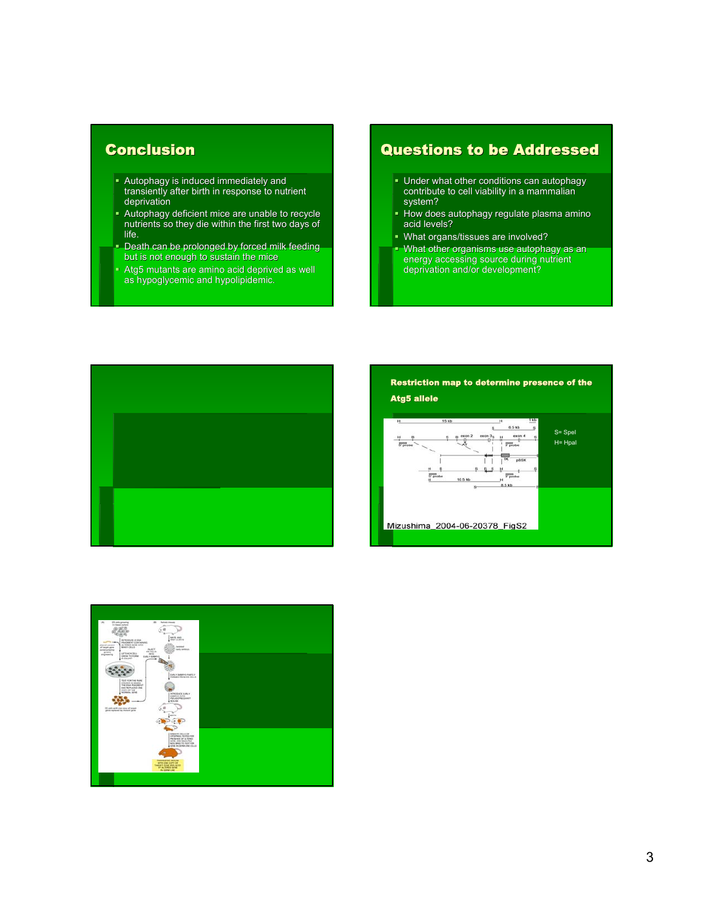## Conclusion

- Autophagy is induced immediately and transiently after birth in response to nutrient deprivation
- Autophagy deficient mice are unable to recycle nutrients so they die within the first two days of life.
- Death can be prolonged by forced milk feeding but is not enough to sustain the mice
- Atg5 mutants are amino acid deprived as well as hypoglycemic and hypolipidemic.

## Questions to be Addressed

- Under what other conditions can autophagy contribute to cell viability in a mammalian system?
- How does autophagy regulate plasma amino acid levels?
- What organs/tissues are involved?
- What other organisms use autophagy as an energy accessing source during nutrient deprivation and/or development?

## Restriction map to determine presence of the Atg5 allele

H 15 kb H 1 kb
S 6.5 kb S
H B S B exon 2 exon 3 S H exon 4 S
5' probe 3' probe
TK pBSK
H B S B S H S
5' probe 3' probe
H 10.5 kb H
S 8.5 kb S

Mizushima_2004-06-20378_FigS2

S= SpeI
H= HpaI